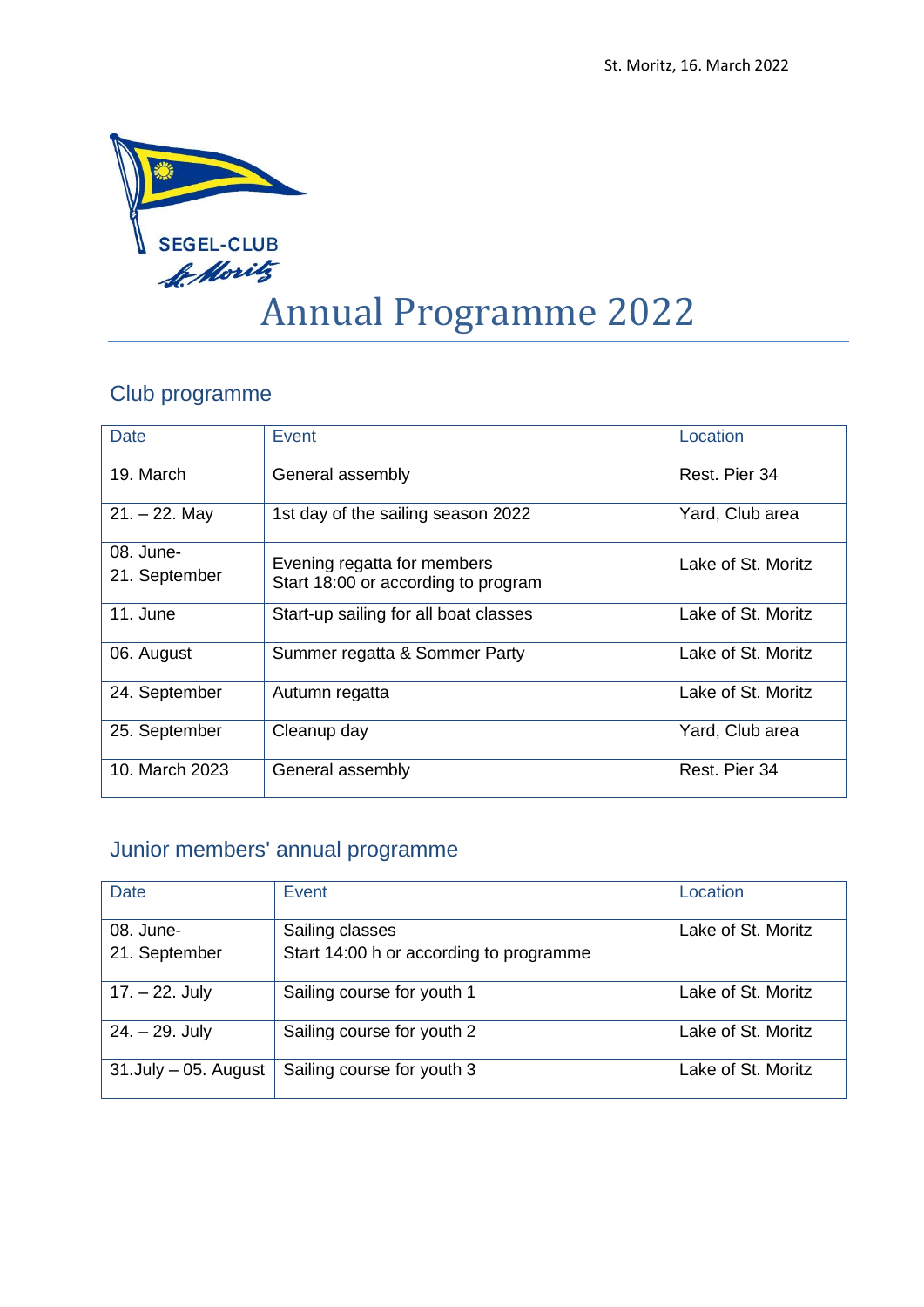St. Moritz, 16. March 2022

SEGEL-CLUB St. Moritz

# Annual Programme 2022

## Club programme

| Date | Event | Location |
| --- | --- | --- |
| 19. March | General assembly | Rest. Pier 34 |
| 21. – 22. May | 1st day of the sailing season 2022 | Yard, Club area |
| 08. June-<br>21. September | Evening regatta for members<br>Start 18:00 or according to program | Lake of St. Moritz |
| 11. June | Start-up sailing for all boat classes | Lake of St. Moritz |
| 06. August | Summer regatta & Sommer Party | Lake of St. Moritz |
| 24. September | Autumn regatta | Lake of St. Moritz |
| 25. September | Cleanup day | Yard, Club area |
| 10. March 2023 | General assembly | Rest. Pier 34 |

## Junior members' annual programme

| Date | Event | Location |
| --- | --- | --- |
| 08. June-<br>21. September | Sailing classes<br>Start 14:00 h or according to programme | Lake of St. Moritz |
| 17. – 22. July | Sailing course for youth 1 | Lake of St. Moritz |
| 24. – 29. July | Sailing course for youth 2 | Lake of St. Moritz |
| 31.July – 05. August | Sailing course for youth 3 | Lake of St. Moritz |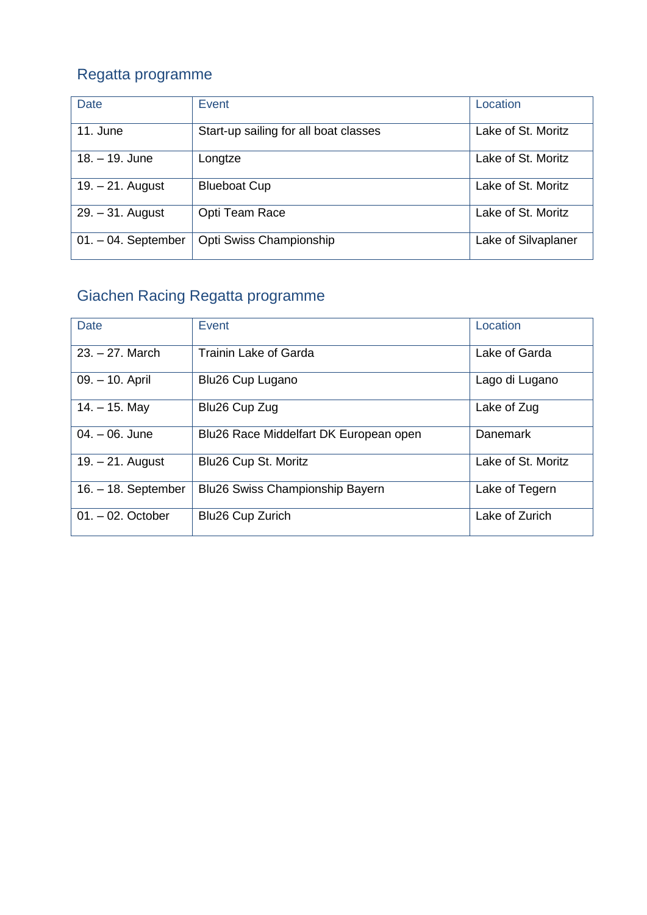## Regatta programme

| Date | Event | Location |
|---|---|---|
| 11. June | Start-up sailing for all boat classes | Lake of St. Moritz |
| 18. – 19. June | Longtze | Lake of St. Moritz |
| 19. – 21. August | Blueboat Cup | Lake of St. Moritz |
| 29. – 31. August | Opti Team Race | Lake of St. Moritz |
| 01. – 04. September | Opti Swiss Championship | Lake of Silvaplaner |

## Giachen Racing Regatta programme

| Date | Event | Location |
|---|---|---|
| 23. – 27. March | Trainin Lake of Garda | Lake of Garda |
| 09. – 10. April | Blu26 Cup Lugano | Lago di Lugano |
| 14. – 15. May | Blu26 Cup Zug | Lake of Zug |
| 04. – 06. June | Blu26 Race Middelfart DK European open | Danemark |
| 19. – 21. August | Blu26 Cup St. Moritz | Lake of St. Moritz |
| 16. – 18. September | Blu26 Swiss Championship Bayern | Lake of Tegern |
| 01. – 02. October | Blu26 Cup Zurich | Lake of Zurich |